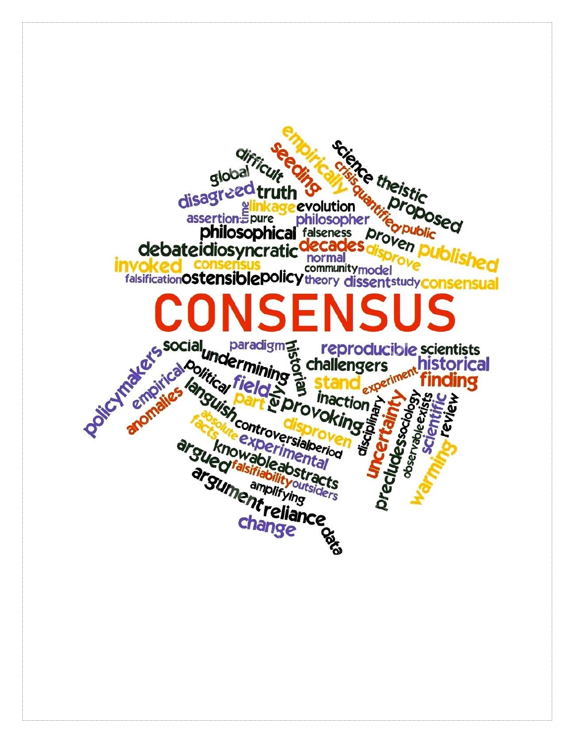# CONSENSUS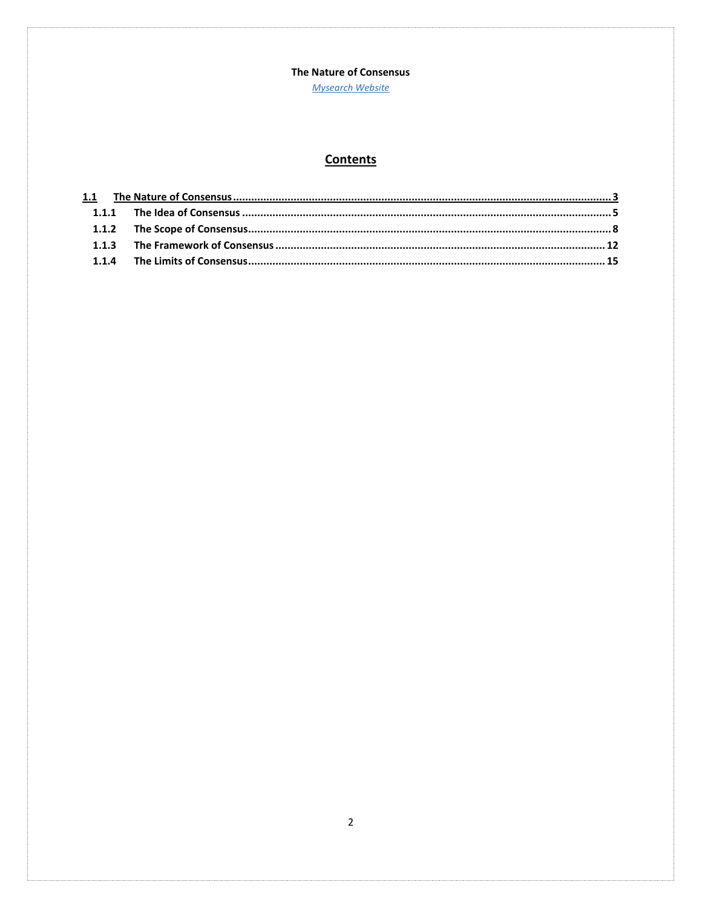**The Nature of Consensus**

*Mysearch Website*

## Contents

- **1.1 The Nature of Consensus** ........ 3
  - **1.1.1 The Idea of Consensus** ........ 5
  - **1.1.2 The Scope of Consensus** ........ 8
  - **1.1.3 The Framework of Consensus** ........ 12
  - **1.1.4 The Limits of Consensus** ........ 15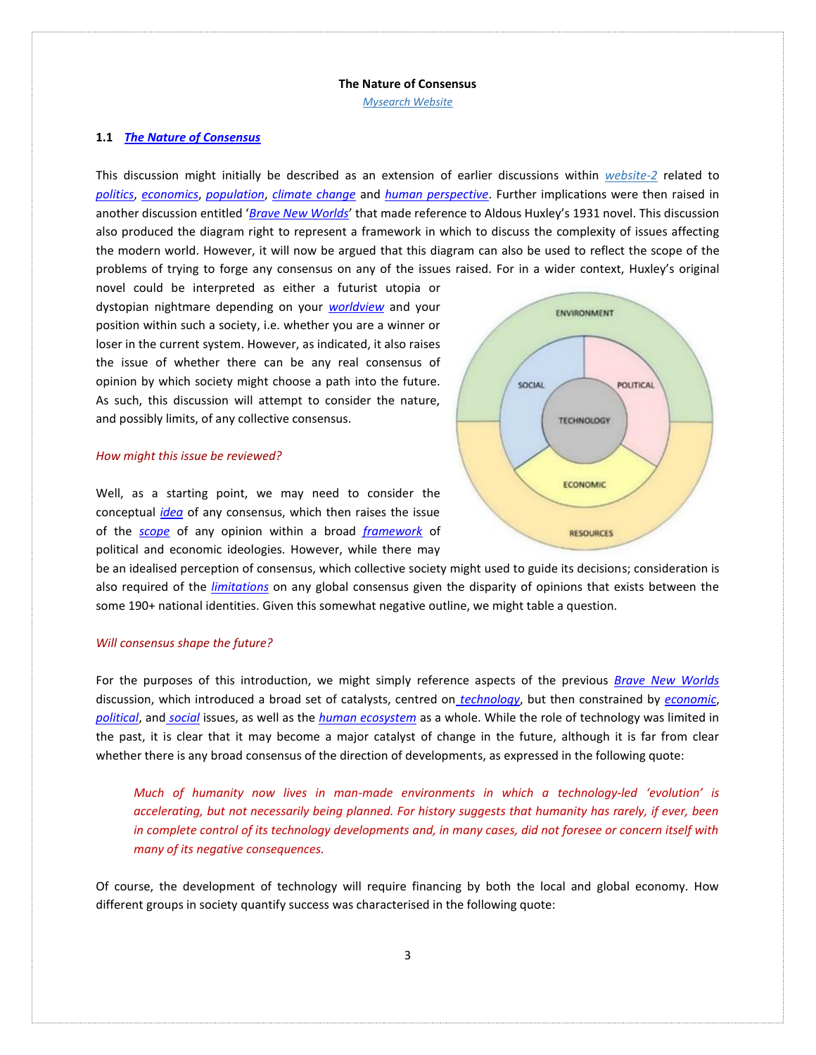**The Nature of Consensus**

*Mysearch Website*

## 1.1 *The Nature of Consensus*

This discussion might initially be described as an extension of earlier discussions within *website-2* related to *politics*, *economics*, *population*, *climate change* and *human perspective*. Further implications were then raised in another discussion entitled '*Brave New Worlds*' that made reference to Aldous Huxley's 1931 novel. This discussion also produced the diagram right to represent a framework in which to discuss the complexity of issues affecting the modern world. However, it will now be argued that this diagram can also be used to reflect the scope of the problems of trying to forge any consensus on any of the issues raised. For in a wider context, Huxley's original novel could be interpreted as either a futurist utopia or dystopian nightmare depending on your *worldview* and your position within such a society, i.e. whether you are a winner or loser in the current system. However, as indicated, it also raises the issue of whether there can be any real consensus of opinion by which society might choose a path into the future. As such, this discussion will attempt to consider the nature, and possibly limits, of any collective consensus.

*How might this issue be reviewed?*

Well, as a starting point, we may need to consider the conceptual *idea* of any consensus, which then raises the issue of the *scope* of any opinion within a broad *framework* of political and economic ideologies. However, while there may be an idealised perception of consensus, which collective society might used to guide its decisions; consideration is also required of the *limitations* on any global consensus given the disparity of opinions that exists between the some 190+ national identities. Given this somewhat negative outline, we might table a question.

*Will consensus shape the future?*

For the purposes of this introduction, we might simply reference aspects of the previous *Brave New Worlds* discussion, which introduced a broad set of catalysts, centred on *technology*, but then constrained by *economic*, *political*, and *social* issues, as well as the *human ecosystem* as a whole. While the role of technology was limited in the past, it is clear that it may become a major catalyst of change in the future, although it is far from clear whether there is any broad consensus of the direction of developments, as expressed in the following quote:

> *Much of humanity now lives in man-made environments in which a technology-led 'evolution' is accelerating, but not necessarily being planned. For history suggests that humanity has rarely, if ever, been in complete control of its technology developments and, in many cases, did not foresee or concern itself with many of its negative consequences.*

Of course, the development of technology will require financing by both the local and global economy. How different groups in society quantify success was characterised in the following quote: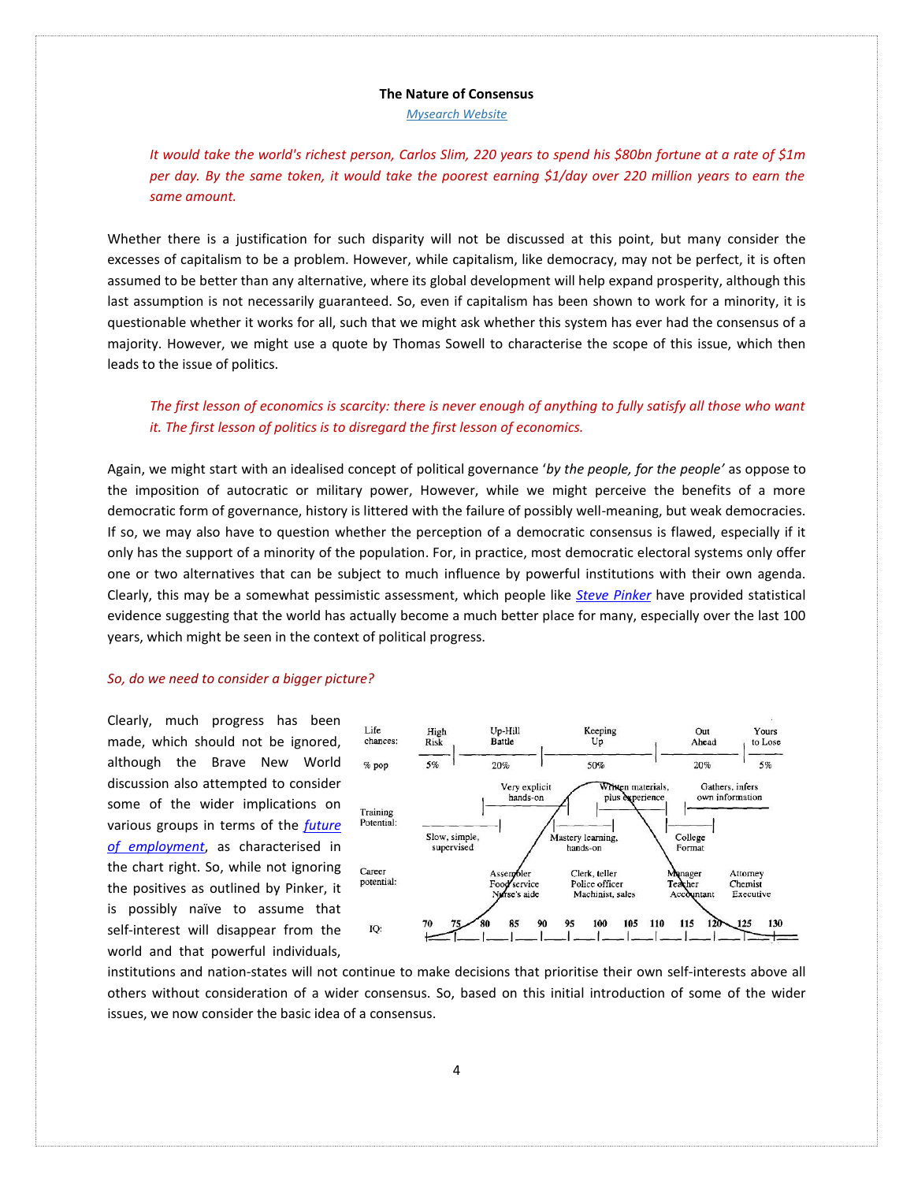**The Nature of Consensus**

[Mysearch Website]

*It would take the world's richest person, Carlos Slim, 220 years to spend his $80bn fortune at a rate of $1m per day. By the same token, it would take the poorest earning $1/day over 220 million years to earn the same amount.*

Whether there is a justification for such disparity will not be discussed at this point, but many consider the excesses of capitalism to be a problem. However, while capitalism, like democracy, may not be perfect, it is often assumed to be better than any alternative, where its global development will help expand prosperity, although this last assumption is not necessarily guaranteed. So, even if capitalism has been shown to work for a minority, it is questionable whether it works for all, such that we might ask whether this system has ever had the consensus of a majority. However, we might use a quote by Thomas Sowell to characterise the scope of this issue, which then leads to the issue of politics.

*The first lesson of economics is scarcity: there is never enough of anything to fully satisfy all those who want it. The first lesson of politics is to disregard the first lesson of economics.*

Again, we might start with an idealised concept of political governance '*by the people, for the people*' as oppose to the imposition of autocratic or military power, However, while we might perceive the benefits of a more democratic form of governance, history is littered with the failure of possibly well-meaning, but weak democracies. If so, we may also have to question whether the perception of a democratic consensus is flawed, especially if it only has the support of a minority of the population. For, in practice, most democratic electoral systems only offer one or two alternatives that can be subject to much influence by powerful institutions with their own agenda. Clearly, this may be a somewhat pessimistic assessment, which people like [Steve Pinker] have provided statistical evidence suggesting that the world has actually become a much better place for many, especially over the last 100 years, which might be seen in the context of political progress.

*So, do we need to consider a bigger picture?*

Clearly, much progress has been made, which should not be ignored, although the Brave New World discussion also attempted to consider some of the wider implications on various groups in terms of the [future of employment], as characterised in the chart right. So, while not ignoring the positives as outlined by Pinker, it is possibly naïve to assume that self-interest will disappear from the world and that powerful individuals, institutions and nation-states will not continue to make decisions that prioritise their own self-interests above all others without consideration of a wider consensus. So, based on this initial introduction of some of the wider issues, we now consider the basic idea of a consensus.

| Life chances: | High Risk | Up-Hill Battle | Keeping Up | Out Ahead | Yours to Lose |
|---|---|---|---|---|---|
| % pop | 5% | 20% | 50% | 20% | 5% |
| Training Potential: | Slow, simple, supervised | Very explicit hands-on | Mastery learning, hands-on / Written materials, plus experience | College Format | Gathers, infers own information |
| Career potential: | | Assembler, Food service, Nurse's aide | Clerk, teller, Police officer, Machinist, sales | Manager, Teacher, Accountant | Attorney, Chemist, Executive |
| IQ: | 70 75 | 80 85 90 | 95 100 105 110 | 115 120 | 125 130 |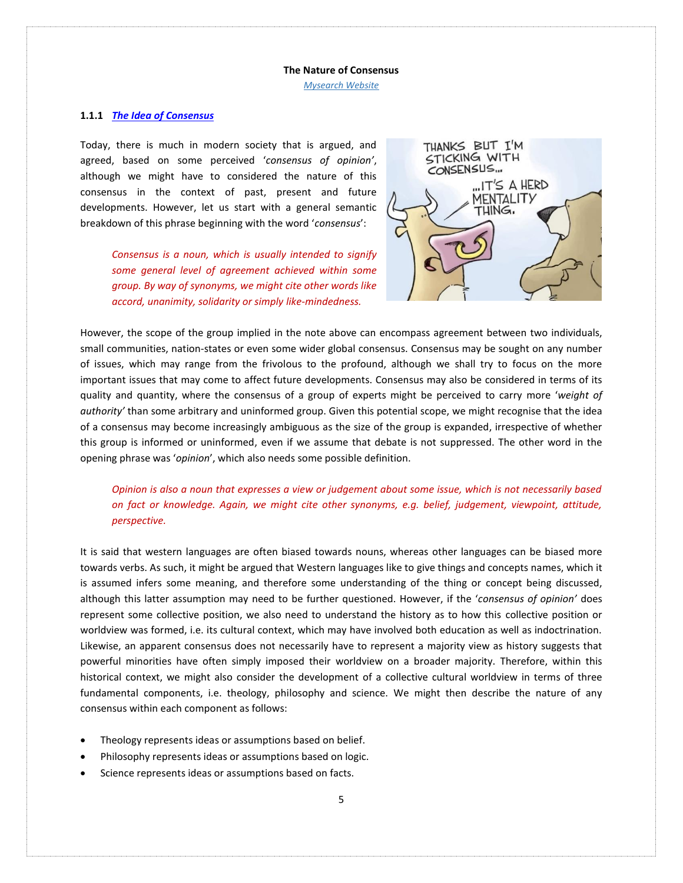**The Nature of Consensus**

[Mysearch Website]

### 1.1.1 *The Idea of Consensus*

Today, there is much in modern society that is argued, and agreed, based on some perceived '*consensus of opinion'*, although we might have to considered the nature of this consensus in the context of past, present and future developments. However, let us start with a general semantic breakdown of this phrase beginning with the word '*consensus*':

> *Consensus is a noun, which is usually intended to signify some general level of agreement achieved within some group. By way of synonyms, we might cite other words like accord, unanimity, solidarity or simply like-mindedness.*

However, the scope of the group implied in the note above can encompass agreement between two individuals, small communities, nation-states or even some wider global consensus. Consensus may be sought on any number of issues, which may range from the frivolous to the profound, although we shall try to focus on the more important issues that may come to affect future developments. Consensus may also be considered in terms of its quality and quantity, where the consensus of a group of experts might be perceived to carry more '*weight of authority'* than some arbitrary and uninformed group. Given this potential scope, we might recognise that the idea of a consensus may become increasingly ambiguous as the size of the group is expanded, irrespective of whether this group is informed or uninformed, even if we assume that debate is not suppressed. The other word in the opening phrase was '*opinion*', which also needs some possible definition.

> *Opinion is also a noun that expresses a view or judgement about some issue, which is not necessarily based on fact or knowledge. Again, we might cite other synonyms, e.g. belief, judgement, viewpoint, attitude, perspective.*

It is said that western languages are often biased towards nouns, whereas other languages can be biased more towards verbs. As such, it might be argued that Western languages like to give things and concepts names, which it is assumed infers some meaning, and therefore some understanding of the thing or concept being discussed, although this latter assumption may need to be further questioned. However, if the '*consensus of opinion'* does represent some collective position, we also need to understand the history as to how this collective position or worldview was formed, i.e. its cultural context, which may have involved both education as well as indoctrination. Likewise, an apparent consensus does not necessarily have to represent a majority view as history suggests that powerful minorities have often simply imposed their worldview on a broader majority. Therefore, within this historical context, we might also consider the development of a collective cultural worldview in terms of three fundamental components, i.e. theology, philosophy and science. We might then describe the nature of any consensus within each component as follows:

- Theology represents ideas or assumptions based on belief.
- Philosophy represents ideas or assumptions based on logic.
- Science represents ideas or assumptions based on facts.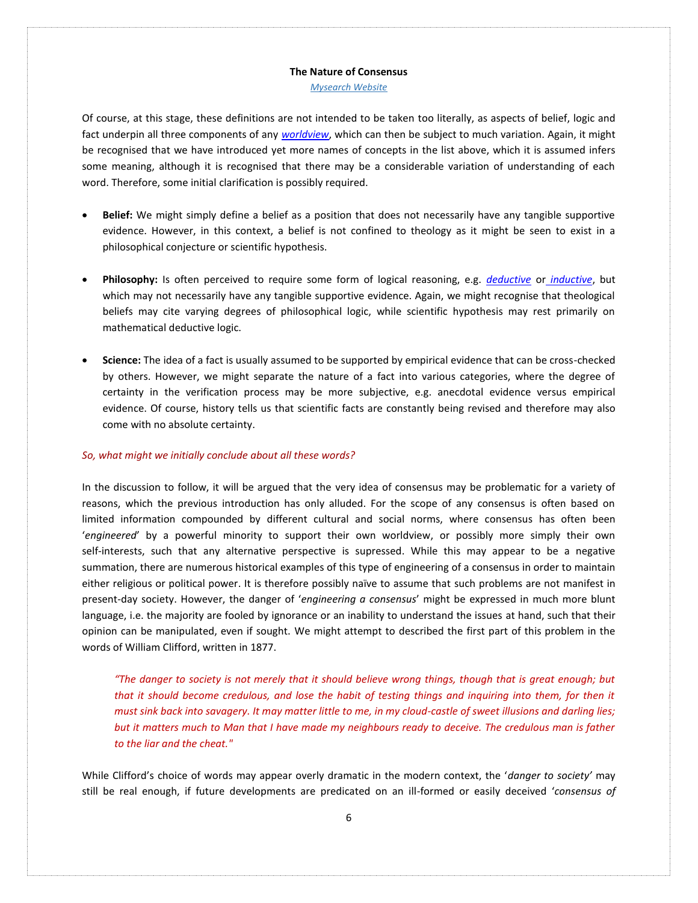**The Nature of Consensus**

*Mysearch Website*

Of course, at this stage, these definitions are not intended to be taken too literally, as aspects of belief, logic and fact underpin all three components of any *worldview*, which can then be subject to much variation. Again, it might be recognised that we have introduced yet more names of concepts in the list above, which it is assumed infers some meaning, although it is recognised that there may be a considerable variation of understanding of each word. Therefore, some initial clarification is possibly required.

- **Belief:** We might simply define a belief as a position that does not necessarily have any tangible supportive evidence. However, in this context, a belief is not confined to theology as it might be seen to exist in a philosophical conjecture or scientific hypothesis.

- **Philosophy:** Is often perceived to require some form of logical reasoning, e.g. *deductive* or *inductive*, but which may not necessarily have any tangible supportive evidence. Again, we might recognise that theological beliefs may cite varying degrees of philosophical logic, while scientific hypothesis may rest primarily on mathematical deductive logic.

- **Science:** The idea of a fact is usually assumed to be supported by empirical evidence that can be cross-checked by others. However, we might separate the nature of a fact into various categories, where the degree of certainty in the verification process may be more subjective, e.g. anecdotal evidence versus empirical evidence. Of course, history tells us that scientific facts are constantly being revised and therefore may also come with no absolute certainty.

*So, what might we initially conclude about all these words?*

In the discussion to follow, it will be argued that the very idea of consensus may be problematic for a variety of reasons, which the previous introduction has only alluded. For the scope of any consensus is often based on limited information compounded by different cultural and social norms, where consensus has often been '*engineered*' by a powerful minority to support their own worldview, or possibly more simply their own self-interests, such that any alternative perspective is supressed. While this may appear to be a negative summation, there are numerous historical examples of this type of engineering of a consensus in order to maintain either religious or political power. It is therefore possibly naïve to assume that such problems are not manifest in present-day society. However, the danger of '*engineering a consensus*' might be expressed in much more blunt language, i.e. the majority are fooled by ignorance or an inability to understand the issues at hand, such that their opinion can be manipulated, even if sought. We might attempt to described the first part of this problem in the words of William Clifford, written in 1877.

> *"The danger to society is not merely that it should believe wrong things, though that is great enough; but that it should become credulous, and lose the habit of testing things and inquiring into them, for then it must sink back into savagery. It may matter little to me, in my cloud-castle of sweet illusions and darling lies; but it matters much to Man that I have made my neighbours ready to deceive. The credulous man is father to the liar and the cheat."*

While Clifford's choice of words may appear overly dramatic in the modern context, the '*danger to society*' may still be real enough, if future developments are predicated on an ill-formed or easily deceived '*consensus of*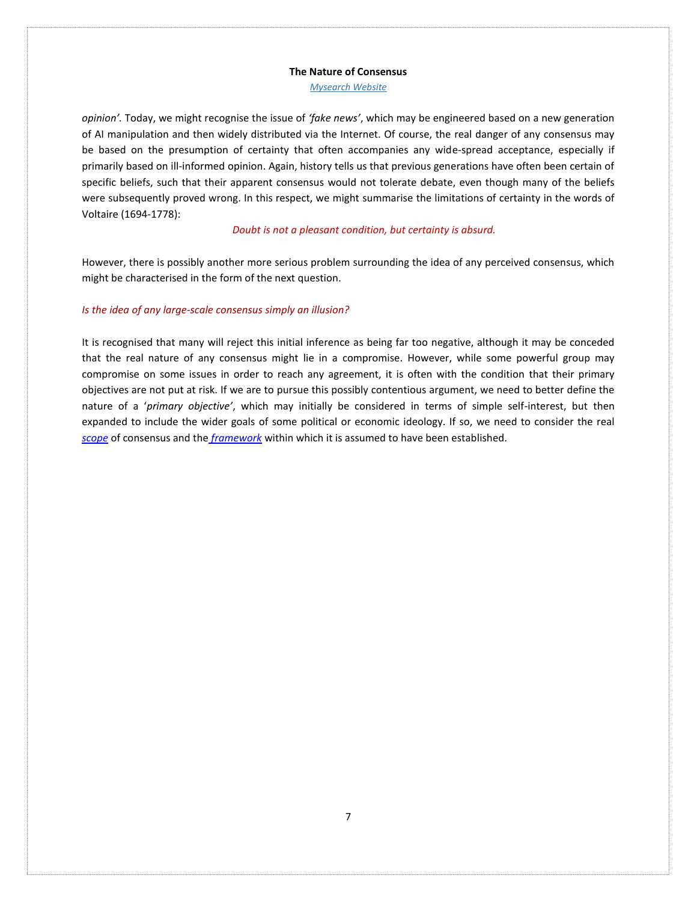*opinion'*. Today, we might recognise the issue of *'fake news'*, which may be engineered based on a new generation of AI manipulation and then widely distributed via the Internet. Of course, the real danger of any consensus may be based on the presumption of certainty that often accompanies any wide-spread acceptance, especially if primarily based on ill-informed opinion. Again, history tells us that previous generations have often been certain of specific beliefs, such that their apparent consensus would not tolerate debate, even though many of the beliefs were subsequently proved wrong. In this respect, we might summarise the limitations of certainty in the words of Voltaire (1694-1778):

*Doubt is not a pleasant condition, but certainty is absurd.*

However, there is possibly another more serious problem surrounding the idea of any perceived consensus, which might be characterised in the form of the next question.

*Is the idea of any large-scale consensus simply an illusion?*

It is recognised that many will reject this initial inference as being far too negative, although it may be conceded that the real nature of any consensus might lie in a compromise. However, while some powerful group may compromise on some issues in order to reach any agreement, it is often with the condition that their primary objectives are not put at risk. If we are to pursue this possibly contentious argument, we need to better define the nature of a '*primary objective'*, which may initially be considered in terms of simple self-interest, but then expanded to include the wider goals of some political or economic ideology. If so, we need to consider the real *scope* of consensus and the *framework* within which it is assumed to have been established.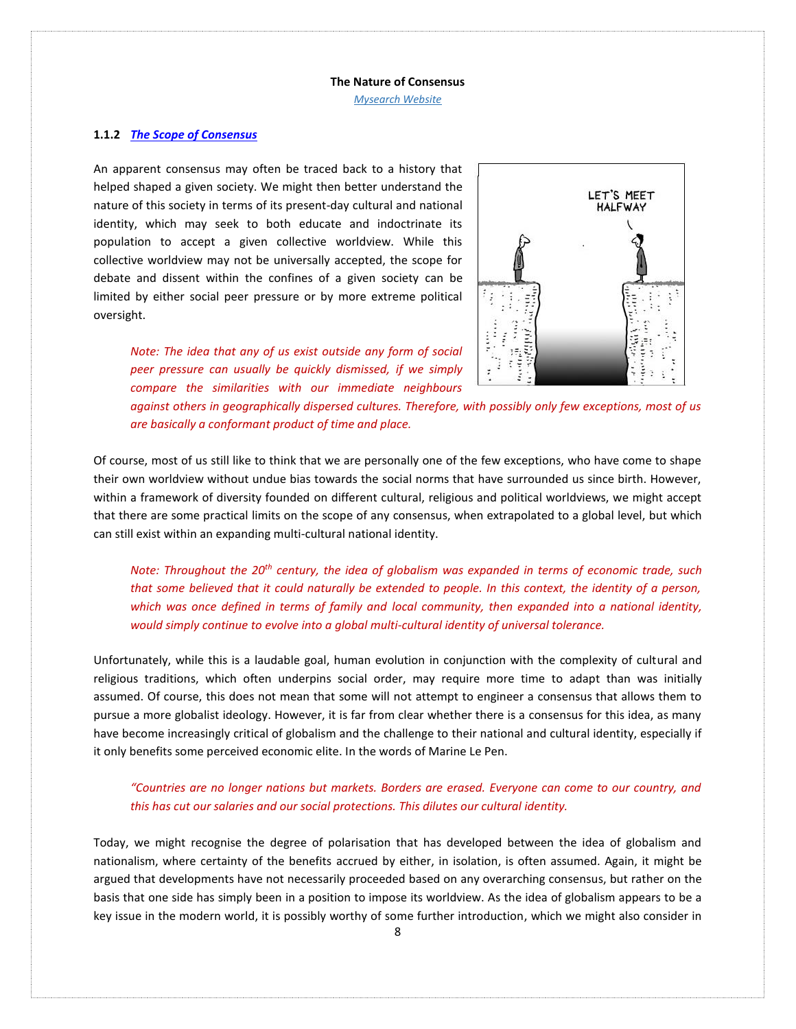**The Nature of Consensus**

*Mysearch Website*

### 1.1.2 *The Scope of Consensus*

An apparent consensus may often be traced back to a history that helped shaped a given society. We might then better understand the nature of this society in terms of its present-day cultural and national identity, which may seek to both educate and indoctrinate its population to accept a given collective worldview. While this collective worldview may not be universally accepted, the scope for debate and dissent within the confines of a given society can be limited by either social peer pressure or by more extreme political oversight.

> *Note: The idea that any of us exist outside any form of social peer pressure can usually be quickly dismissed, if we simply compare the similarities with our immediate neighbours against others in geographically dispersed cultures. Therefore, with possibly only few exceptions, most of us are basically a conformant product of time and place.*

Of course, most of us still like to think that we are personally one of the few exceptions, who have come to shape their own worldview without undue bias towards the social norms that have surrounded us since birth. However, within a framework of diversity founded on different cultural, religious and political worldviews, we might accept that there are some practical limits on the scope of any consensus, when extrapolated to a global level, but which can still exist within an expanding multi-cultural national identity.

> *Note: Throughout the 20th century, the idea of globalism was expanded in terms of economic trade, such that some believed that it could naturally be extended to people. In this context, the identity of a person, which was once defined in terms of family and local community, then expanded into a national identity, would simply continue to evolve into a global multi-cultural identity of universal tolerance.*

Unfortunately, while this is a laudable goal, human evolution in conjunction with the complexity of cultural and religious traditions, which often underpins social order, may require more time to adapt than was initially assumed. Of course, this does not mean that some will not attempt to engineer a consensus that allows them to pursue a more globalist ideology. However, it is far from clear whether there is a consensus for this idea, as many have become increasingly critical of globalism and the challenge to their national and cultural identity, especially if it only benefits some perceived economic elite. In the words of Marine Le Pen.

> *"Countries are no longer nations but markets. Borders are erased. Everyone can come to our country, and this has cut our salaries and our social protections. This dilutes our cultural identity.*

Today, we might recognise the degree of polarisation that has developed between the idea of globalism and nationalism, where certainty of the benefits accrued by either, in isolation, is often assumed. Again, it might be argued that developments have not necessarily proceeded based on any overarching consensus, but rather on the basis that one side has simply been in a position to impose its worldview. As the idea of globalism appears to be a key issue in the modern world, it is possibly worthy of some further introduction, which we might also consider in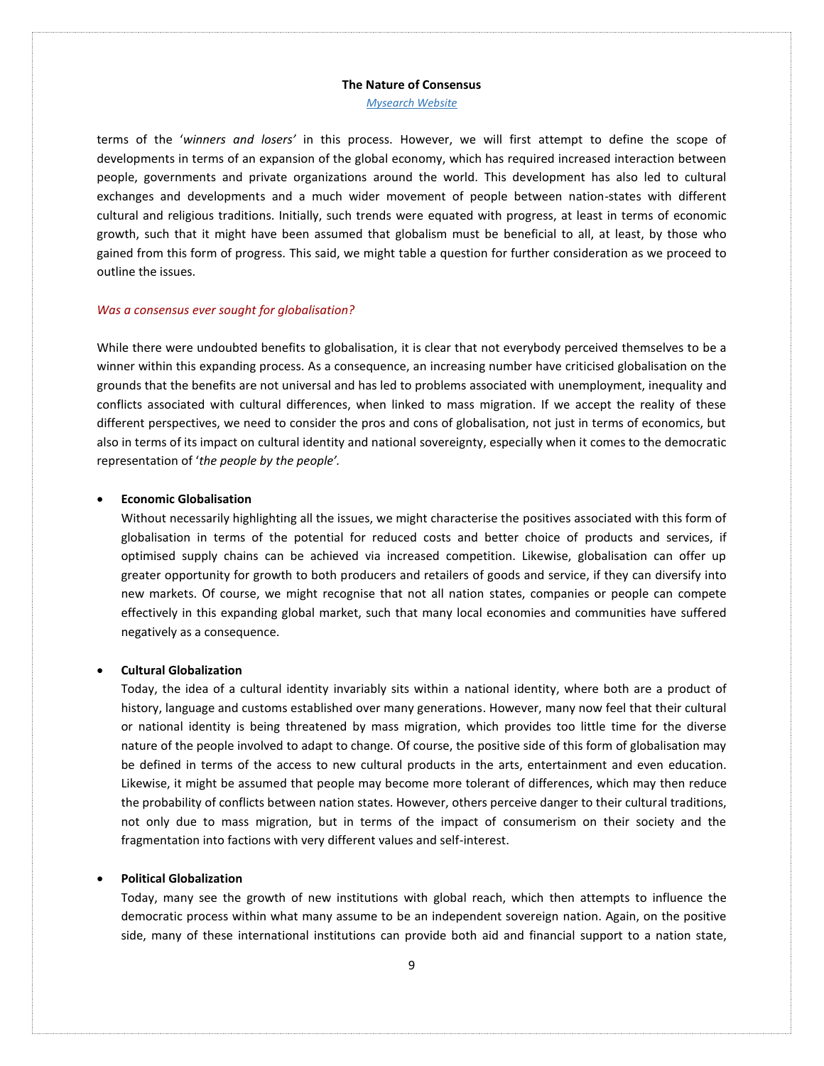terms of the '*winners and losers*' in this process. However, we will first attempt to define the scope of developments in terms of an expansion of the global economy, which has required increased interaction between people, governments and private organizations around the world. This development has also led to cultural exchanges and developments and a much wider movement of people between nation-states with different cultural and religious traditions. Initially, such trends were equated with progress, at least in terms of economic growth, such that it might have been assumed that globalism must be beneficial to all, at least, by those who gained from this form of progress. This said, we might table a question for further consideration as we proceed to outline the issues.

*Was a consensus ever sought for globalisation?*

While there were undoubted benefits to globalisation, it is clear that not everybody perceived themselves to be a winner within this expanding process. As a consequence, an increasing number have criticised globalisation on the grounds that the benefits are not universal and has led to problems associated with unemployment, inequality and conflicts associated with cultural differences, when linked to mass migration. If we accept the reality of these different perspectives, we need to consider the pros and cons of globalisation, not just in terms of economics, but also in terms of its impact on cultural identity and national sovereignty, especially when it comes to the democratic representation of '*the people by the people*'.

- **Economic Globalisation**
  Without necessarily highlighting all the issues, we might characterise the positives associated with this form of globalisation in terms of the potential for reduced costs and better choice of products and services, if optimised supply chains can be achieved via increased competition. Likewise, globalisation can offer up greater opportunity for growth to both producers and retailers of goods and service, if they can diversify into new markets. Of course, we might recognise that not all nation states, companies or people can compete effectively in this expanding global market, such that many local economies and communities have suffered negatively as a consequence.

- **Cultural Globalization**
  Today, the idea of a cultural identity invariably sits within a national identity, where both are a product of history, language and customs established over many generations. However, many now feel that their cultural or national identity is being threatened by mass migration, which provides too little time for the diverse nature of the people involved to adapt to change. Of course, the positive side of this form of globalisation may be defined in terms of the access to new cultural products in the arts, entertainment and even education. Likewise, it might be assumed that people may become more tolerant of differences, which may then reduce the probability of conflicts between nation states. However, others perceive danger to their cultural traditions, not only due to mass migration, but in terms of the impact of consumerism on their society and the fragmentation into factions with very different values and self-interest.

- **Political Globalization**
  Today, many see the growth of new institutions with global reach, which then attempts to influence the democratic process within what many assume to be an independent sovereign nation. Again, on the positive side, many of these international institutions can provide both aid and financial support to a nation state,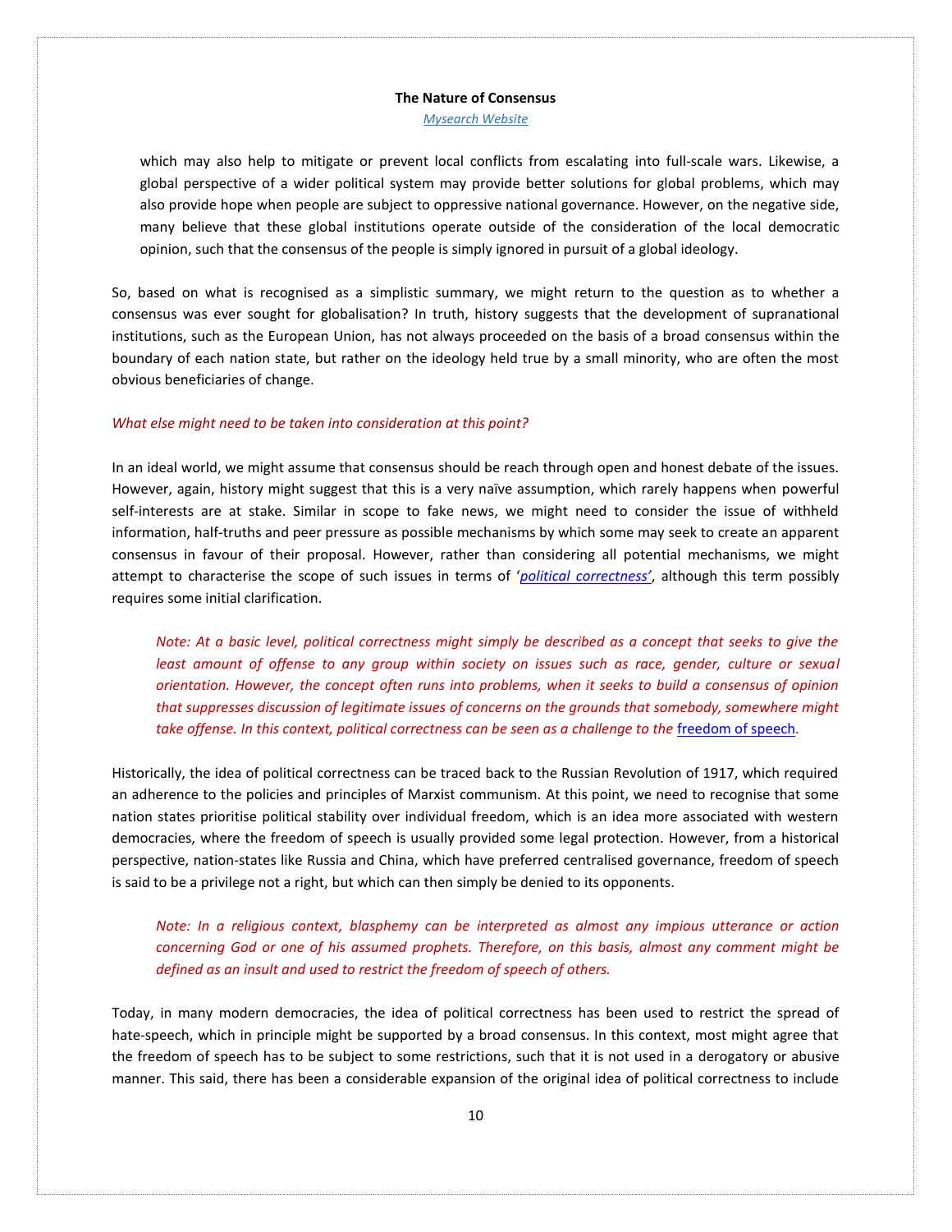which may also help to mitigate or prevent local conflicts from escalating into full-scale wars. Likewise, a global perspective of a wider political system may provide better solutions for global problems, which may also provide hope when people are subject to oppressive national governance. However, on the negative side, many believe that these global institutions operate outside of the consideration of the local democratic opinion, such that the consensus of the people is simply ignored in pursuit of a global ideology.

So, based on what is recognised as a simplistic summary, we might return to the question as to whether a consensus was ever sought for globalisation? In truth, history suggests that the development of supranational institutions, such as the European Union, has not always proceeded on the basis of a broad consensus within the boundary of each nation state, but rather on the ideology held true by a small minority, who are often the most obvious beneficiaries of change.

*What else might need to be taken into consideration at this point?*

In an ideal world, we might assume that consensus should be reach through open and honest debate of the issues. However, again, history might suggest that this is a very naïve assumption, which rarely happens when powerful self-interests are at stake. Similar in scope to fake news, we might need to consider the issue of withheld information, half-truths and peer pressure as possible mechanisms by which some may seek to create an apparent consensus in favour of their proposal. However, rather than considering all potential mechanisms, we might attempt to characterise the scope of such issues in terms of '*political correctness'*, although this term possibly requires some initial clarification.

> *Note: At a basic level, political correctness might simply be described as a concept that seeks to give the least amount of offense to any group within society on issues such as race, gender, culture or sexual orientation. However, the concept often runs into problems, when it seeks to build a consensus of opinion that suppresses discussion of legitimate issues of concerns on the grounds that somebody, somewhere might take offense. In this context, political correctness can be seen as a challenge to the* freedom of speech*.*

Historically, the idea of political correctness can be traced back to the Russian Revolution of 1917, which required an adherence to the policies and principles of Marxist communism. At this point, we need to recognise that some nation states prioritise political stability over individual freedom, which is an idea more associated with western democracies, where the freedom of speech is usually provided some legal protection. However, from a historical perspective, nation-states like Russia and China, which have preferred centralised governance, freedom of speech is said to be a privilege not a right, but which can then simply be denied to its opponents.

> *Note: In a religious context, blasphemy can be interpreted as almost any impious utterance or action concerning God or one of his assumed prophets. Therefore, on this basis, almost any comment might be defined as an insult and used to restrict the freedom of speech of others.*

Today, in many modern democracies, the idea of political correctness has been used to restrict the spread of hate-speech, which in principle might be supported by a broad consensus. In this context, most might agree that the freedom of speech has to be subject to some restrictions, such that it is not used in a derogatory or abusive manner. This said, there has been a considerable expansion of the original idea of political correctness to include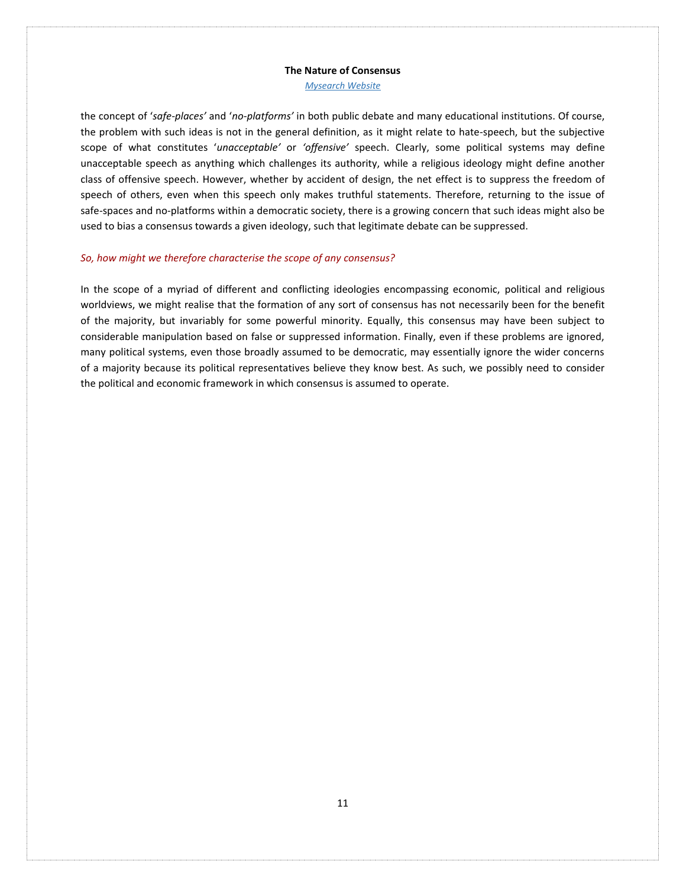the concept of '*safe-places'* and '*no-platforms'* in both public debate and many educational institutions. Of course, the problem with such ideas is not in the general definition, as it might relate to hate-speech, but the subjective scope of what constitutes '*unacceptable'* or *'offensive'* speech. Clearly, some political systems may define unacceptable speech as anything which challenges its authority, while a religious ideology might define another class of offensive speech. However, whether by accident of design, the net effect is to suppress the freedom of speech of others, even when this speech only makes truthful statements. Therefore, returning to the issue of safe-spaces and no-platforms within a democratic society, there is a growing concern that such ideas might also be used to bias a consensus towards a given ideology, such that legitimate debate can be suppressed.

*So, how might we therefore characterise the scope of any consensus?*

In the scope of a myriad of different and conflicting ideologies encompassing economic, political and religious worldviews, we might realise that the formation of any sort of consensus has not necessarily been for the benefit of the majority, but invariably for some powerful minority. Equally, this consensus may have been subject to considerable manipulation based on false or suppressed information. Finally, even if these problems are ignored, many political systems, even those broadly assumed to be democratic, may essentially ignore the wider concerns of a majority because its political representatives believe they know best. As such, we possibly need to consider the political and economic framework in which consensus is assumed to operate.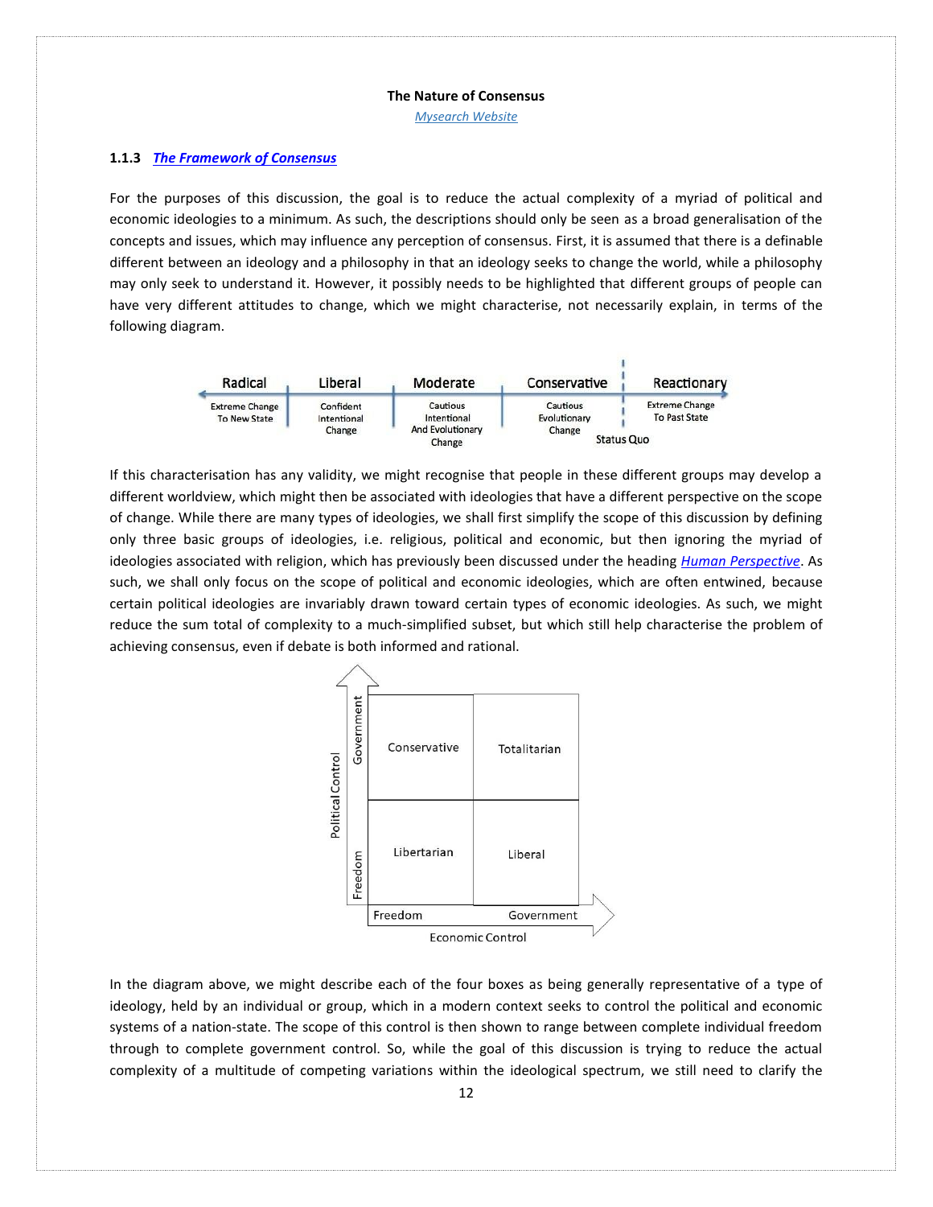**The Nature of Consensus**

*Mysearch Website*

### 1.1.3 *The Framework of Consensus*

For the purposes of this discussion, the goal is to reduce the actual complexity of a myriad of political and economic ideologies to a minimum. As such, the descriptions should only be seen as a broad generalisation of the concepts and issues, which may influence any perception of consensus. First, it is assumed that there is a definable different between an ideology and a philosophy in that an ideology seeks to change the world, while a philosophy may only seek to understand it. However, it possibly needs to be highlighted that different groups of people can have very different attitudes to change, which we might characterise, not necessarily explain, in terms of the following diagram.

| Radical | Liberal | Moderate | Conservative | Reactionary |
|---|---|---|---|---|
| Extreme Change To New State | Confident Intentional Change | Cautious Intentional And Evolutionary Change | Cautious Evolutionary Change | Extreme Change To Past State |

Status Quo

If this characterisation has any validity, we might recognise that people in these different groups may develop a different worldview, which might then be associated with ideologies that have a different perspective on the scope of change. While there are many types of ideologies, we shall first simplify the scope of this discussion by defining only three basic groups of ideologies, i.e. religious, political and economic, but then ignoring the myriad of ideologies associated with religion, which has previously been discussed under the heading *Human Perspective*. As such, we shall only focus on the scope of political and economic ideologies, which are often entwined, because certain political ideologies are invariably drawn toward certain types of economic ideologies. As such, we might reduce the sum total of complexity to a much-simplified subset, but which still help characterise the problem of achieving consensus, even if debate is both informed and rational.

| Political Control \ Economic Control | Freedom | Government |
|---|---|---|
| **Government** | Conservative | Totalitarian |
| **Freedom** | Libertarian | Liberal |

In the diagram above, we might describe each of the four boxes as being generally representative of a type of ideology, held by an individual or group, which in a modern context seeks to control the political and economic systems of a nation-state. The scope of this control is then shown to range between complete individual freedom through to complete government control. So, while the goal of this discussion is trying to reduce the actual complexity of a multitude of competing variations within the ideological spectrum, we still need to clarify the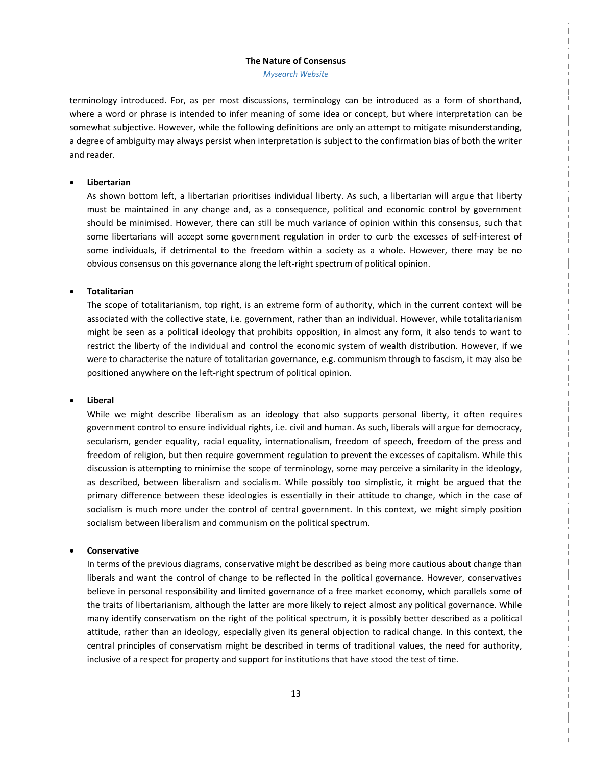terminology introduced. For, as per most discussions, terminology can be introduced as a form of shorthand, where a word or phrase is intended to infer meaning of some idea or concept, but where interpretation can be somewhat subjective. However, while the following definitions are only an attempt to mitigate misunderstanding, a degree of ambiguity may always persist when interpretation is subject to the confirmation bias of both the writer and reader.

- **Libertarian**
  As shown bottom left, a libertarian prioritises individual liberty. As such, a libertarian will argue that liberty must be maintained in any change and, as a consequence, political and economic control by government should be minimised. However, there can still be much variance of opinion within this consensus, such that some libertarians will accept some government regulation in order to curb the excesses of self-interest of some individuals, if detrimental to the freedom within a society as a whole. However, there may be no obvious consensus on this governance along the left-right spectrum of political opinion.

- **Totalitarian**
  The scope of totalitarianism, top right, is an extreme form of authority, which in the current context will be associated with the collective state, i.e. government, rather than an individual. However, while totalitarianism might be seen as a political ideology that prohibits opposition, in almost any form, it also tends to want to restrict the liberty of the individual and control the economic system of wealth distribution. However, if we were to characterise the nature of totalitarian governance, e.g. communism through to fascism, it may also be positioned anywhere on the left-right spectrum of political opinion.

- **Liberal**
  While we might describe liberalism as an ideology that also supports personal liberty, it often requires government control to ensure individual rights, i.e. civil and human. As such, liberals will argue for democracy, secularism, gender equality, racial equality, internationalism, freedom of speech, freedom of the press and freedom of religion, but then require government regulation to prevent the excesses of capitalism. While this discussion is attempting to minimise the scope of terminology, some may perceive a similarity in the ideology, as described, between liberalism and socialism. While possibly too simplistic, it might be argued that the primary difference between these ideologies is essentially in their attitude to change, which in the case of socialism is much more under the control of central government. In this context, we might simply position socialism between liberalism and communism on the political spectrum.

- **Conservative**
  In terms of the previous diagrams, conservative might be described as being more cautious about change than liberals and want the control of change to be reflected in the political governance. However, conservatives believe in personal responsibility and limited governance of a free market economy, which parallels some of the traits of libertarianism, although the latter are more likely to reject almost any political governance. While many identify conservatism on the right of the political spectrum, it is possibly better described as a political attitude, rather than an ideology, especially given its general objection to radical change. In this context, the central principles of conservatism might be described in terms of traditional values, the need for authority, inclusive of a respect for property and support for institutions that have stood the test of time.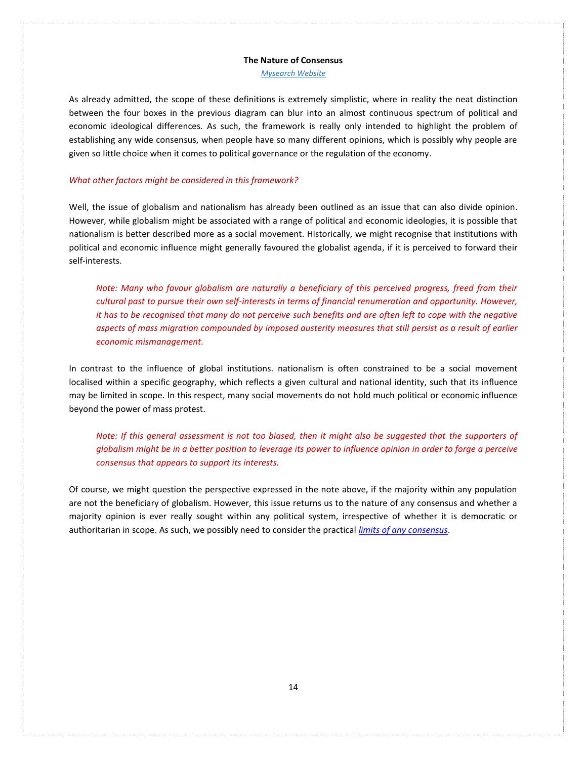**The Nature of Consensus**

*Mysearch Website*

As already admitted, the scope of these definitions is extremely simplistic, where in reality the neat distinction between the four boxes in the previous diagram can blur into an almost continuous spectrum of political and economic ideological differences. As such, the framework is really only intended to highlight the problem of establishing any wide consensus, when people have so many different opinions, which is possibly why people are given so little choice when it comes to political governance or the regulation of the economy.

*What other factors might be considered in this framework?*

Well, the issue of globalism and nationalism has already been outlined as an issue that can also divide opinion. However, while globalism might be associated with a range of political and economic ideologies, it is possible that nationalism is better described more as a social movement. Historically, we might recognise that institutions with political and economic influence might generally favoured the globalist agenda, if it is perceived to forward their self-interests.

> *Note: Many who favour globalism are naturally a beneficiary of this perceived progress, freed from their cultural past to pursue their own self-interests in terms of financial renumeration and opportunity. However, it has to be recognised that many do not perceive such benefits and are often left to cope with the negative aspects of mass migration compounded by imposed austerity measures that still persist as a result of earlier economic mismanagement.*

In contrast to the influence of global institutions. nationalism is often constrained to be a social movement localised within a specific geography, which reflects a given cultural and national identity, such that its influence may be limited in scope. In this respect, many social movements do not hold much political or economic influence beyond the power of mass protest.

> *Note: If this general assessment is not too biased, then it might also be suggested that the supporters of globalism might be in a better position to leverage its power to influence opinion in order to forge a perceive consensus that appears to support its interests.*

Of course, we might question the perspective expressed in the note above, if the majority within any population are not the beneficiary of globalism. However, this issue returns us to the nature of any consensus and whether a majority opinion is ever really sought within any political system, irrespective of whether it is democratic or authoritarian in scope. As such, we possibly need to consider the practical *limits of any consensus*.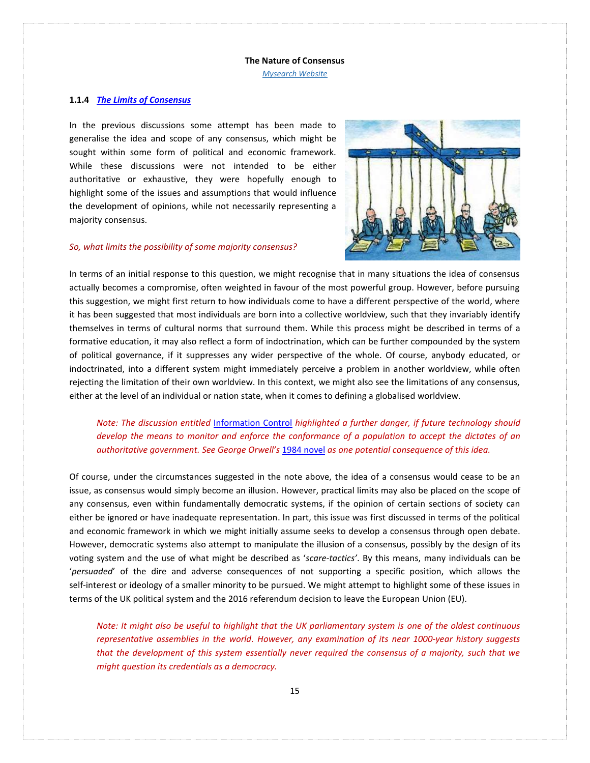**The Nature of Consensus**

*Mysearch Website*

### 1.1.4 *The Limits of Consensus*

In the previous discussions some attempt has been made to generalise the idea and scope of any consensus, which might be sought within some form of political and economic framework. While these discussions were not intended to be either authoritative or exhaustive, they were hopefully enough to highlight some of the issues and assumptions that would influence the development of opinions, while not necessarily representing a majority consensus.

*So, what limits the possibility of some majority consensus?*

In terms of an initial response to this question, we might recognise that in many situations the idea of consensus actually becomes a compromise, often weighted in favour of the most powerful group. However, before pursuing this suggestion, we might first return to how individuals come to have a different perspective of the world, where it has been suggested that most individuals are born into a collective worldview, such that they invariably identify themselves in terms of cultural norms that surround them. While this process might be described in terms of a formative education, it may also reflect a form of indoctrination, which can be further compounded by the system of political governance, if it suppresses any wider perspective of the whole. Of course, anybody educated, or indoctrinated, into a different system might immediately perceive a problem in another worldview, while often rejecting the limitation of their own worldview. In this context, we might also see the limitations of any consensus, either at the level of an individual or nation state, when it comes to defining a globalised worldview.

> *Note: The discussion entitled* Information Control *highlighted a further danger, if future technology should develop the means to monitor and enforce the conformance of a population to accept the dictates of an authoritative government. See George Orwell's* 1984 novel *as one potential consequence of this idea.*

Of course, under the circumstances suggested in the note above, the idea of a consensus would cease to be an issue, as consensus would simply become an illusion. However, practical limits may also be placed on the scope of any consensus, even within fundamentally democratic systems, if the opinion of certain sections of society can either be ignored or have inadequate representation. In part, this issue was first discussed in terms of the political and economic framework in which we might initially assume seeks to develop a consensus through open debate. However, democratic systems also attempt to manipulate the illusion of a consensus, possibly by the design of its voting system and the use of what might be described as '*scare-tactics*'. By this means, many individuals can be '*persuaded*' of the dire and adverse consequences of not supporting a specific position, which allows the self-interest or ideology of a smaller minority to be pursued. We might attempt to highlight some of these issues in terms of the UK political system and the 2016 referendum decision to leave the European Union (EU).

> *Note: It might also be useful to highlight that the UK parliamentary system is one of the oldest continuous representative assemblies in the world. However, any examination of its near 1000-year history suggests that the development of this system essentially never required the consensus of a majority, such that we might question its credentials as a democracy.*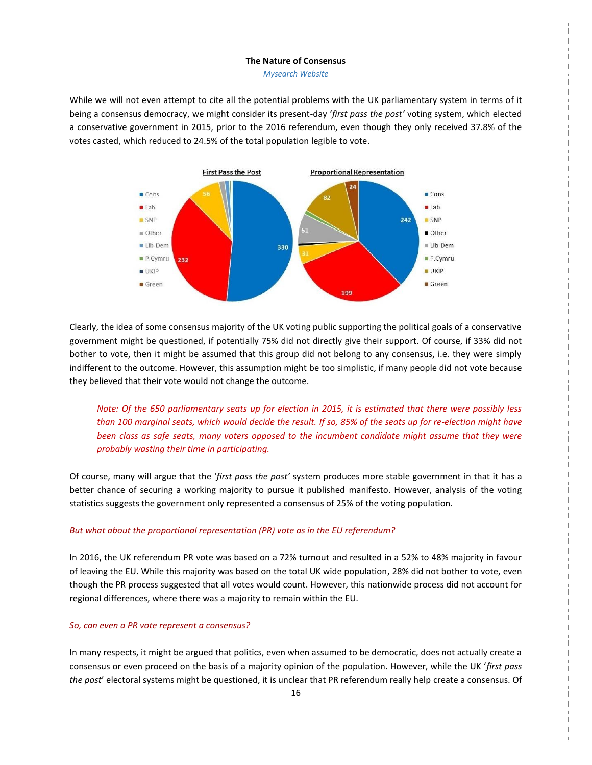**The Nature of Consensus**

*Mysearch Website*

While we will not even attempt to cite all the potential problems with the UK parliamentary system in terms of it being a consensus democracy, we might consider its present-day '*first pass the post'* voting system, which elected a conservative government in 2015, prior to the 2016 referendum, even though they only received 37.8% of the votes casted, which reduced to 24.5% of the total population legible to vote.

Clearly, the idea of some consensus majority of the UK voting public supporting the political goals of a conservative government might be questioned, if potentially 75% did not directly give their support. Of course, if 33% did not bother to vote, then it might be assumed that this group did not belong to any consensus, i.e. they were simply indifferent to the outcome. However, this assumption might be too simplistic, if many people did not vote because they believed that their vote would not change the outcome.

> *Note: Of the 650 parliamentary seats up for election in 2015, it is estimated that there were possibly less than 100 marginal seats, which would decide the result. If so, 85% of the seats up for re-election might have been class as safe seats, many voters opposed to the incumbent candidate might assume that they were probably wasting their time in participating.*

Of course, many will argue that the '*first pass the post'* system produces more stable government in that it has a better chance of securing a working majority to pursue it published manifesto. However, analysis of the voting statistics suggests the government only represented a consensus of 25% of the voting population.

*But what about the proportional representation (PR) vote as in the EU referendum?*

In 2016, the UK referendum PR vote was based on a 72% turnout and resulted in a 52% to 48% majority in favour of leaving the EU. While this majority was based on the total UK wide population, 28% did not bother to vote, even though the PR process suggested that all votes would count. However, this nationwide process did not account for regional differences, where there was a majority to remain within the EU.

*So, can even a PR vote represent a consensus?*

In many respects, it might be argued that politics, even when assumed to be democratic, does not actually create a consensus or even proceed on the basis of a majority opinion of the population. However, while the UK '*first pass the post*' electoral systems might be questioned, it is unclear that PR referendum really help create a consensus. Of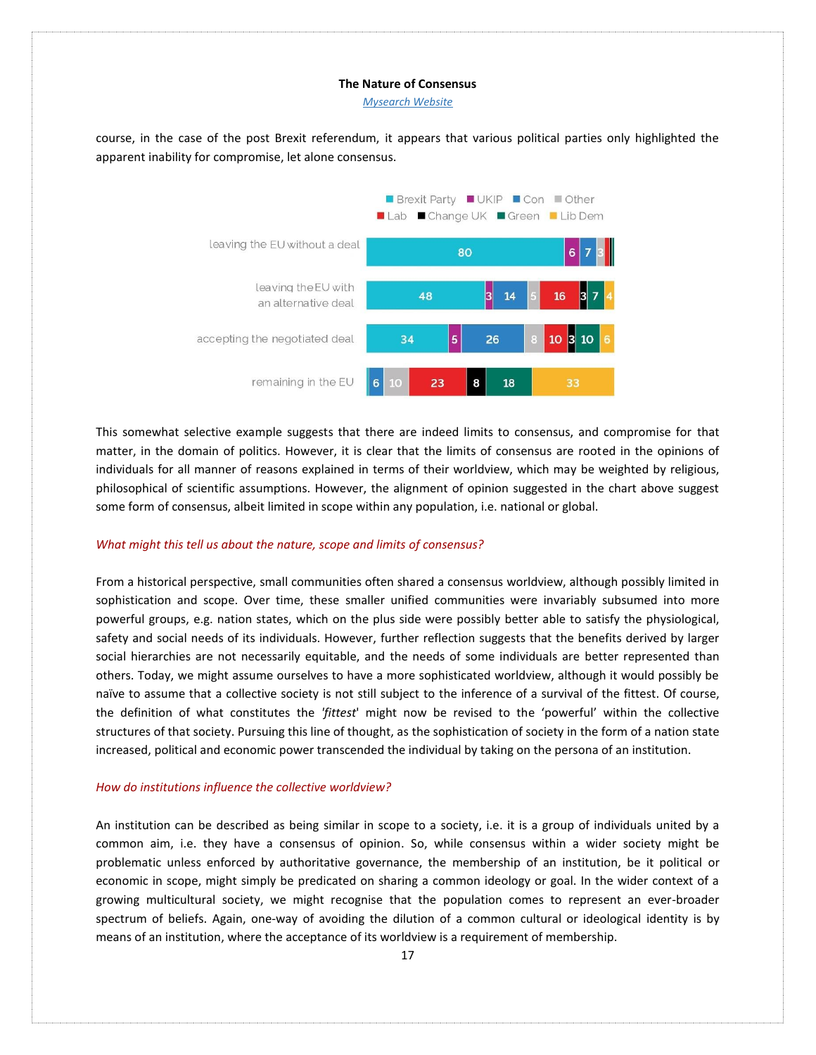course, in the case of the post Brexit referendum, it appears that various political parties only highlighted the apparent inability for compromise, let alone consensus.

| | Brexit Party | UKIP | Con | Other | Lab | Change UK | Green | Lib Dem |
|---|---|---|---|---|---|---|---|---|
| leaving the EU without a deal | 80 | 6 | 7 | 3 | | | | |
| leaving the EU with an alternative deal | 48 | 3 | 14 | 5 | 16 | 3 | 7 | 4 |
| accepting the negotiated deal | 34 | 5 | 26 | 8 | 10 | 3 | 10 | 6 |
| remaining in the EU | | | 6 | 10 | 23 | 8 | 18 | 33 |

This somewhat selective example suggests that there are indeed limits to consensus, and compromise for that matter, in the domain of politics. However, it is clear that the limits of consensus are rooted in the opinions of individuals for all manner of reasons explained in terms of their worldview, which may be weighted by religious, philosophical of scientific assumptions. However, the alignment of opinion suggested in the chart above suggest some form of consensus, albeit limited in scope within any population, i.e. national or global.

*What might this tell us about the nature, scope and limits of consensus?*

From a historical perspective, small communities often shared a consensus worldview, although possibly limited in sophistication and scope. Over time, these smaller unified communities were invariably subsumed into more powerful groups, e.g. nation states, which on the plus side were possibly better able to satisfy the physiological, safety and social needs of its individuals. However, further reflection suggests that the benefits derived by larger social hierarchies are not necessarily equitable, and the needs of some individuals are better represented than others. Today, we might assume ourselves to have a more sophisticated worldview, although it would possibly be naïve to assume that a collective society is not still subject to the inference of a survival of the fittest. Of course, the definition of what constitutes the '*fittest*' might now be revised to the 'powerful' within the collective structures of that society. Pursuing this line of thought, as the sophistication of society in the form of a nation state increased, political and economic power transcended the individual by taking on the persona of an institution.

*How do institutions influence the collective worldview?*

An institution can be described as being similar in scope to a society, i.e. it is a group of individuals united by a common aim, i.e. they have a consensus of opinion. So, while consensus within a wider society might be problematic unless enforced by authoritative governance, the membership of an institution, be it political or economic in scope, might simply be predicated on sharing a common ideology or goal. In the wider context of a growing multicultural society, we might recognise that the population comes to represent an ever-broader spectrum of beliefs. Again, one-way of avoiding the dilution of a common cultural or ideological identity is by means of an institution, where the acceptance of its worldview is a requirement of membership.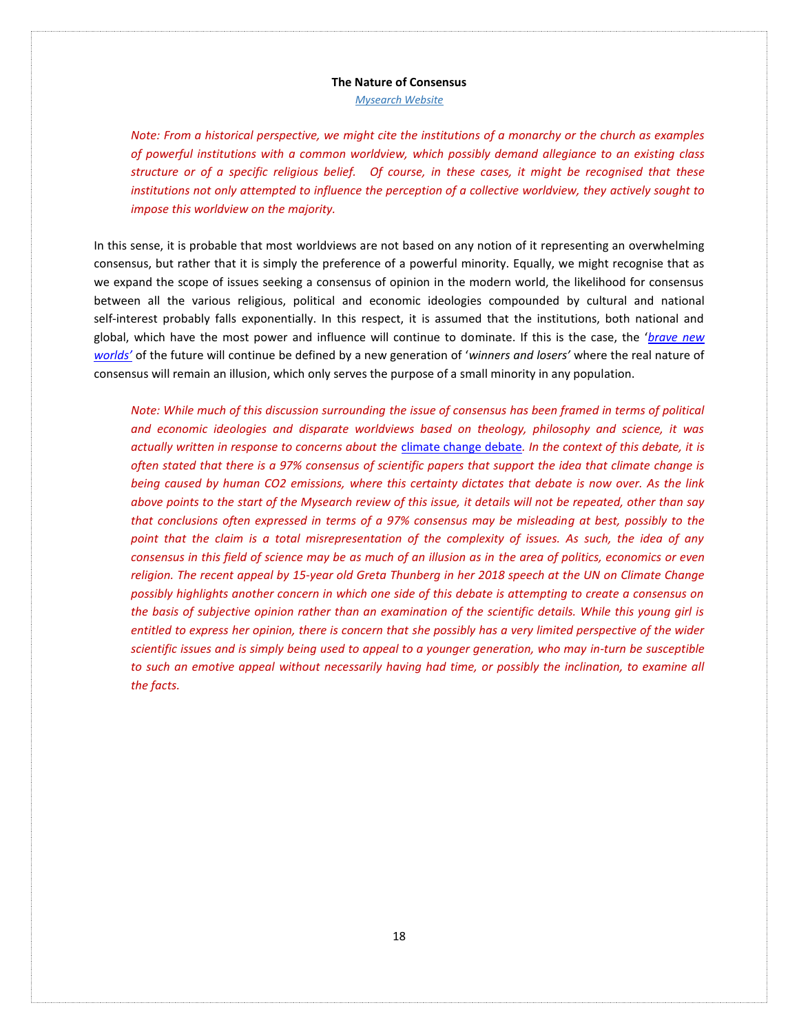**The Nature of Consensus**

*Mysearch Website*

> *Note: From a historical perspective, we might cite the institutions of a monarchy or the church as examples of powerful institutions with a common worldview, which possibly demand allegiance to an existing class structure or of a specific religious belief. Of course, in these cases, it might be recognised that these institutions not only attempted to influence the perception of a collective worldview, they actively sought to impose this worldview on the majority.*

In this sense, it is probable that most worldviews are not based on any notion of it representing an overwhelming consensus, but rather that it is simply the preference of a powerful minority. Equally, we might recognise that as we expand the scope of issues seeking a consensus of opinion in the modern world, the likelihood for consensus between all the various religious, political and economic ideologies compounded by cultural and national self-interest probably falls exponentially. In this respect, it is assumed that the institutions, both national and global, which have the most power and influence will continue to dominate. If this is the case, the '*brave new worlds'* of the future will continue be defined by a new generation of '*winners and losers'* where the real nature of consensus will remain an illusion, which only serves the purpose of a small minority in any population.

> *Note: While much of this discussion surrounding the issue of consensus has been framed in terms of political and economic ideologies and disparate worldviews based on theology, philosophy and science, it was actually written in response to concerns about the* climate change debate*. In the context of this debate, it is often stated that there is a 97% consensus of scientific papers that support the idea that climate change is being caused by human CO2 emissions, where this certainty dictates that debate is now over. As the link above points to the start of the Mysearch review of this issue, it details will not be repeated, other than say that conclusions often expressed in terms of a 97% consensus may be misleading at best, possibly to the point that the claim is a total misrepresentation of the complexity of issues. As such, the idea of any consensus in this field of science may be as much of an illusion as in the area of politics, economics or even religion. The recent appeal by 15-year old Greta Thunberg in her 2018 speech at the UN on Climate Change possibly highlights another concern in which one side of this debate is attempting to create a consensus on the basis of subjective opinion rather than an examination of the scientific details. While this young girl is entitled to express her opinion, there is concern that she possibly has a very limited perspective of the wider scientific issues and is simply being used to appeal to a younger generation, who may in-turn be susceptible to such an emotive appeal without necessarily having had time, or possibly the inclination, to examine all the facts.*